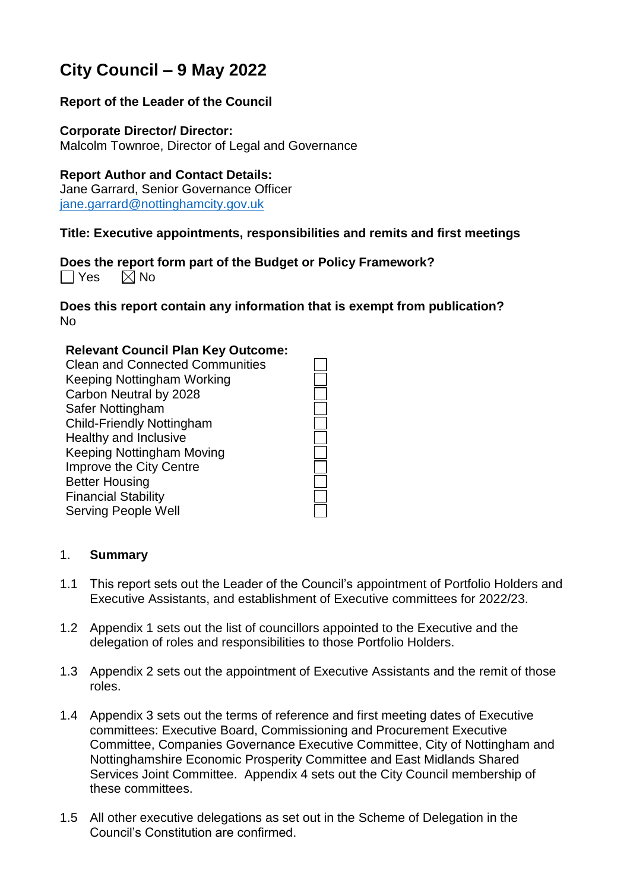# City Council – 9 May 2022

**Report of the Leader of the Council**

**Corporate Director/ Director:**
Malcolm Townroe, Director of Legal and Governance

**Report Author and Contact Details:**
Jane Garrard, Senior Governance Officer
jane.garrard@nottinghamcity.gov.uk

**Title: Executive appointments, responsibilities and remits and first meetings**

**Does the report form part of the Budget or Policy Framework?**
☐ Yes ☒ No

**Does this report contain any information that is exempt from publication?**
No

**Relevant Council Plan Key Outcome:**

| | |
|---|---|
| Clean and Connected Communities | ☐ |
| Keeping Nottingham Working | ☐ |
| Carbon Neutral by 2028 | ☐ |
| Safer Nottingham | ☐ |
| Child-Friendly Nottingham | ☐ |
| Healthy and Inclusive | ☐ |
| Keeping Nottingham Moving | ☐ |
| Improve the City Centre | ☐ |
| Better Housing | ☐ |
| Financial Stability | ☐ |
| Serving People Well | ☐ |

1. **Summary**

1.1 This report sets out the Leader of the Council's appointment of Portfolio Holders and Executive Assistants, and establishment of Executive committees for 2022/23.

1.2 Appendix 1 sets out the list of councillors appointed to the Executive and the delegation of roles and responsibilities to those Portfolio Holders.

1.3 Appendix 2 sets out the appointment of Executive Assistants and the remit of those roles.

1.4 Appendix 3 sets out the terms of reference and first meeting dates of Executive committees: Executive Board, Commissioning and Procurement Executive Committee, Companies Governance Executive Committee, City of Nottingham and Nottinghamshire Economic Prosperity Committee and East Midlands Shared Services Joint Committee. Appendix 4 sets out the City Council membership of these committees.

1.5 All other executive delegations as set out in the Scheme of Delegation in the Council's Constitution are confirmed.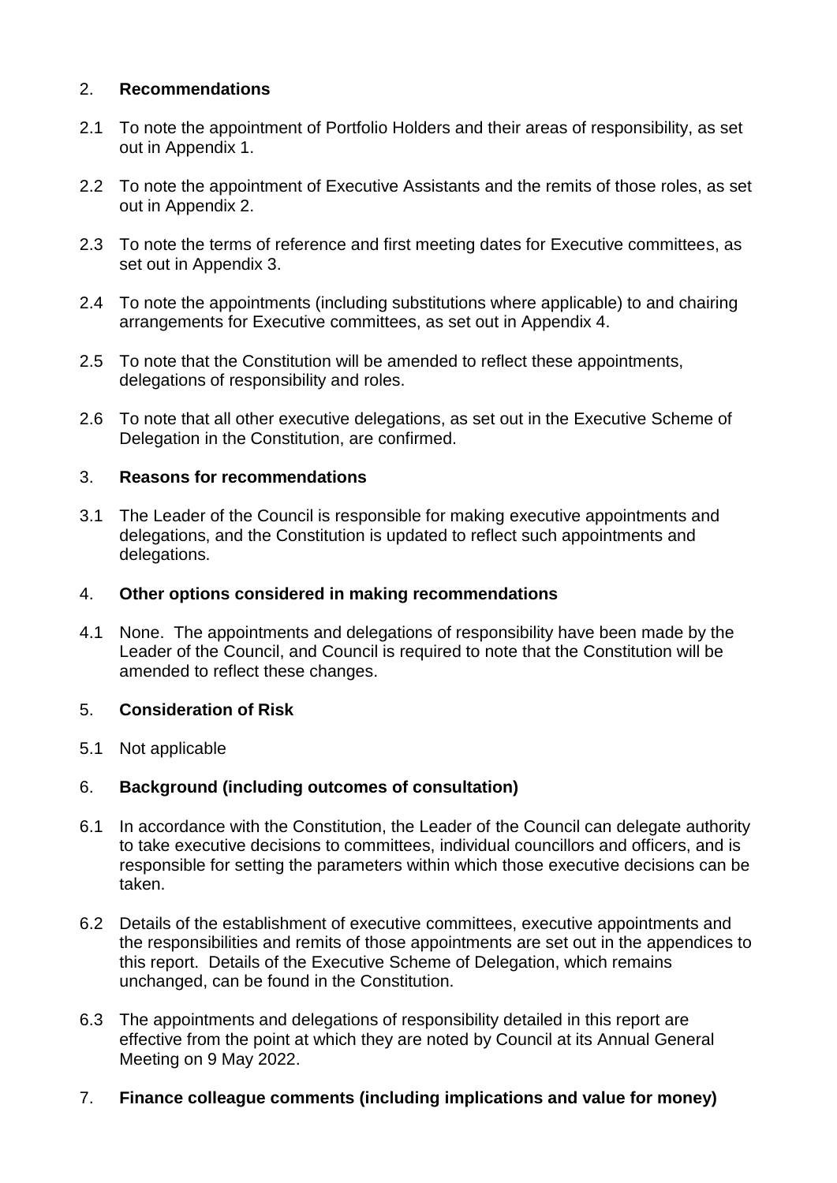## 2. **Recommendations**

2.1 To note the appointment of Portfolio Holders and their areas of responsibility, as set out in Appendix 1.

2.2 To note the appointment of Executive Assistants and the remits of those roles, as set out in Appendix 2.

2.3 To note the terms of reference and first meeting dates for Executive committees, as set out in Appendix 3.

2.4 To note the appointments (including substitutions where applicable) to and chairing arrangements for Executive committees, as set out in Appendix 4.

2.5 To note that the Constitution will be amended to reflect these appointments, delegations of responsibility and roles.

2.6 To note that all other executive delegations, as set out in the Executive Scheme of Delegation in the Constitution, are confirmed.

## 3. **Reasons for recommendations**

3.1 The Leader of the Council is responsible for making executive appointments and delegations, and the Constitution is updated to reflect such appointments and delegations.

## 4. **Other options considered in making recommendations**

4.1 None. The appointments and delegations of responsibility have been made by the Leader of the Council, and Council is required to note that the Constitution will be amended to reflect these changes.

## 5. **Consideration of Risk**

5.1 Not applicable

## 6. **Background (including outcomes of consultation)**

6.1 In accordance with the Constitution, the Leader of the Council can delegate authority to take executive decisions to committees, individual councillors and officers, and is responsible for setting the parameters within which those executive decisions can be taken.

6.2 Details of the establishment of executive committees, executive appointments and the responsibilities and remits of those appointments are set out in the appendices to this report. Details of the Executive Scheme of Delegation, which remains unchanged, can be found in the Constitution.

6.3 The appointments and delegations of responsibility detailed in this report are effective from the point at which they are noted by Council at its Annual General Meeting on 9 May 2022.

## 7. **Finance colleague comments (including implications and value for money)**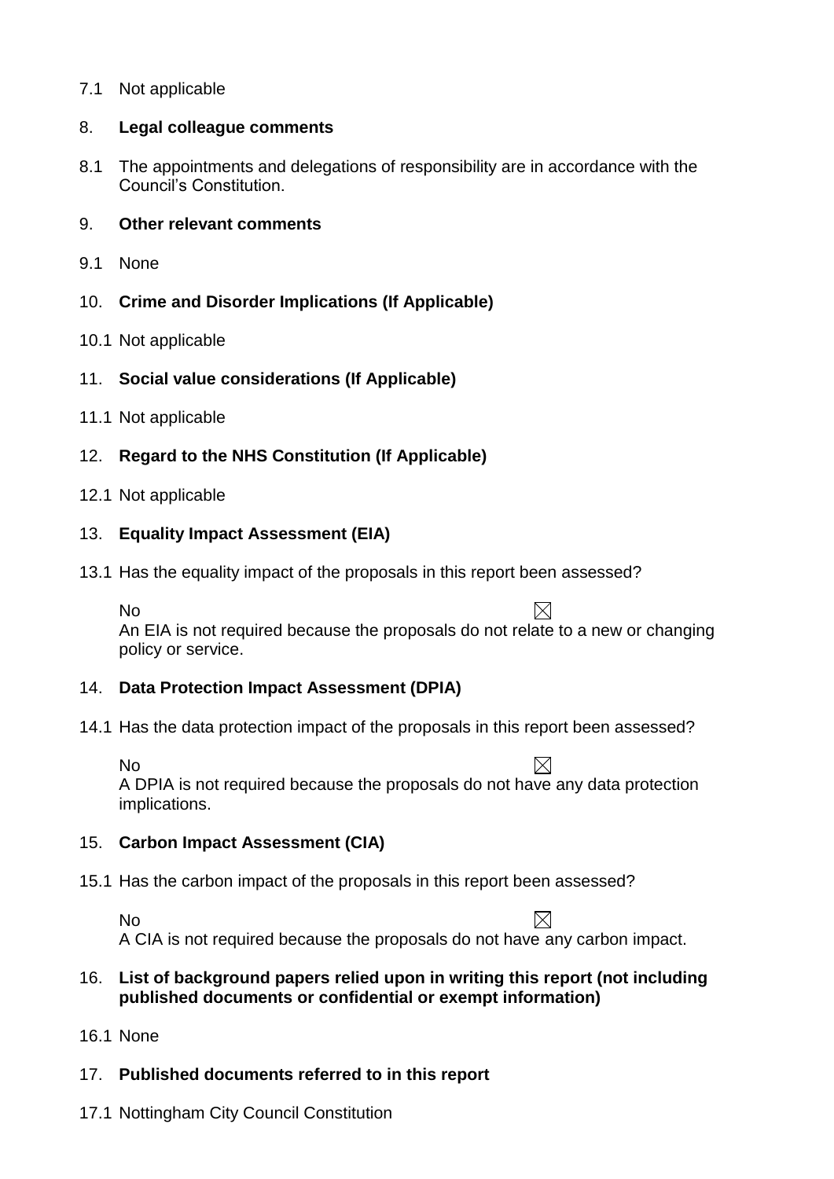7.1 Not applicable

8. **Legal colleague comments**

8.1 The appointments and delegations of responsibility are in accordance with the Council's Constitution.

9. **Other relevant comments**

9.1 None

10. **Crime and Disorder Implications (If Applicable)**

10.1 Not applicable

11. **Social value considerations (If Applicable)**

11.1 Not applicable

12. **Regard to the NHS Constitution (If Applicable)**

12.1 Not applicable

13. **Equality Impact Assessment (EIA)**

13.1 Has the equality impact of the proposals in this report been assessed?

No ☒
An EIA is not required because the proposals do not relate to a new or changing policy or service.

14. **Data Protection Impact Assessment (DPIA)**

14.1 Has the data protection impact of the proposals in this report been assessed?

No ☒
A DPIA is not required because the proposals do not have any data protection implications.

15. **Carbon Impact Assessment (CIA)**

15.1 Has the carbon impact of the proposals in this report been assessed?

No ☒
A CIA is not required because the proposals do not have any carbon impact.

16. **List of background papers relied upon in writing this report (not including published documents or confidential or exempt information)**

16.1 None

17. **Published documents referred to in this report**

17.1 Nottingham City Council Constitution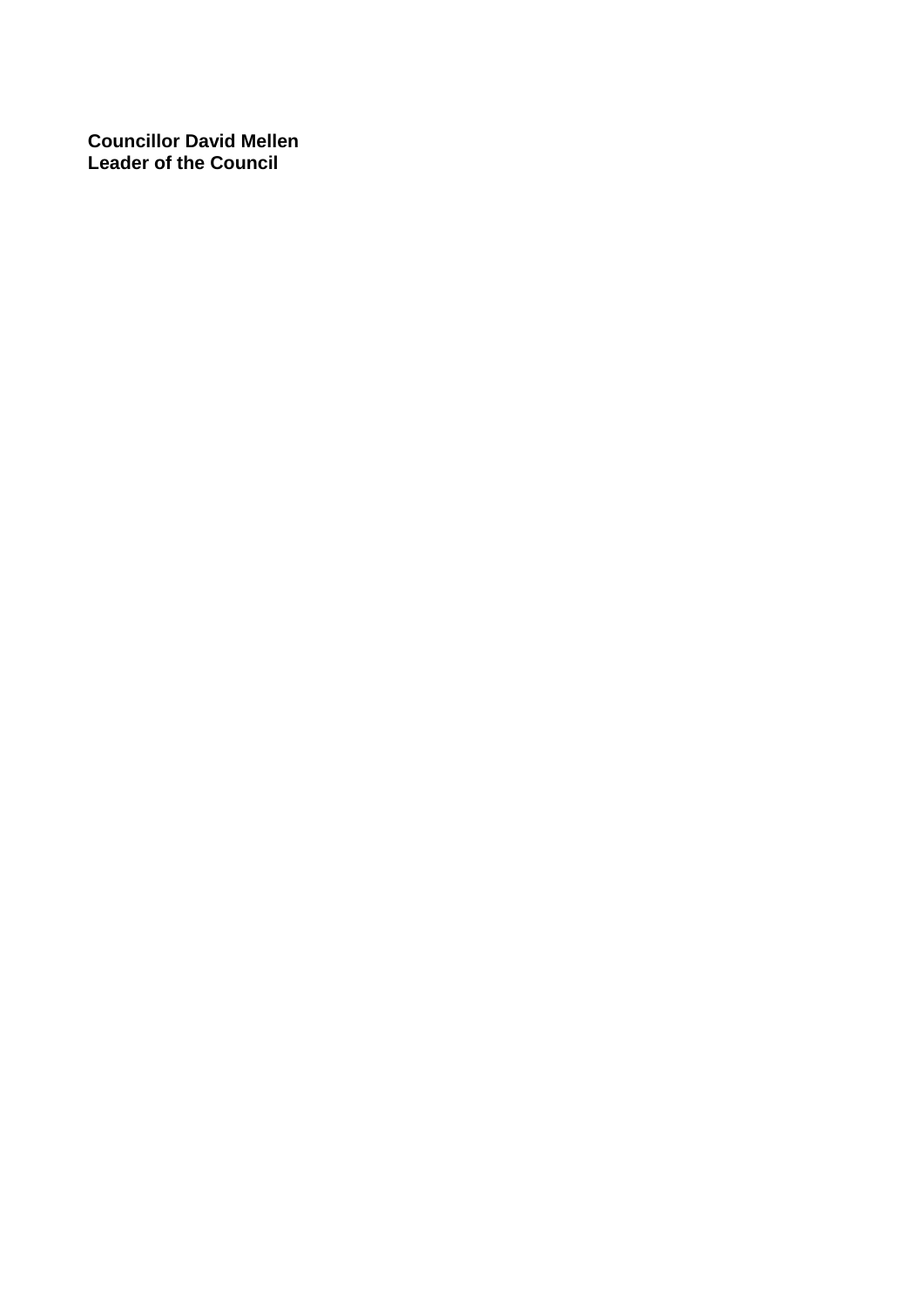**Councillor David Mellen**
**Leader of the Council**